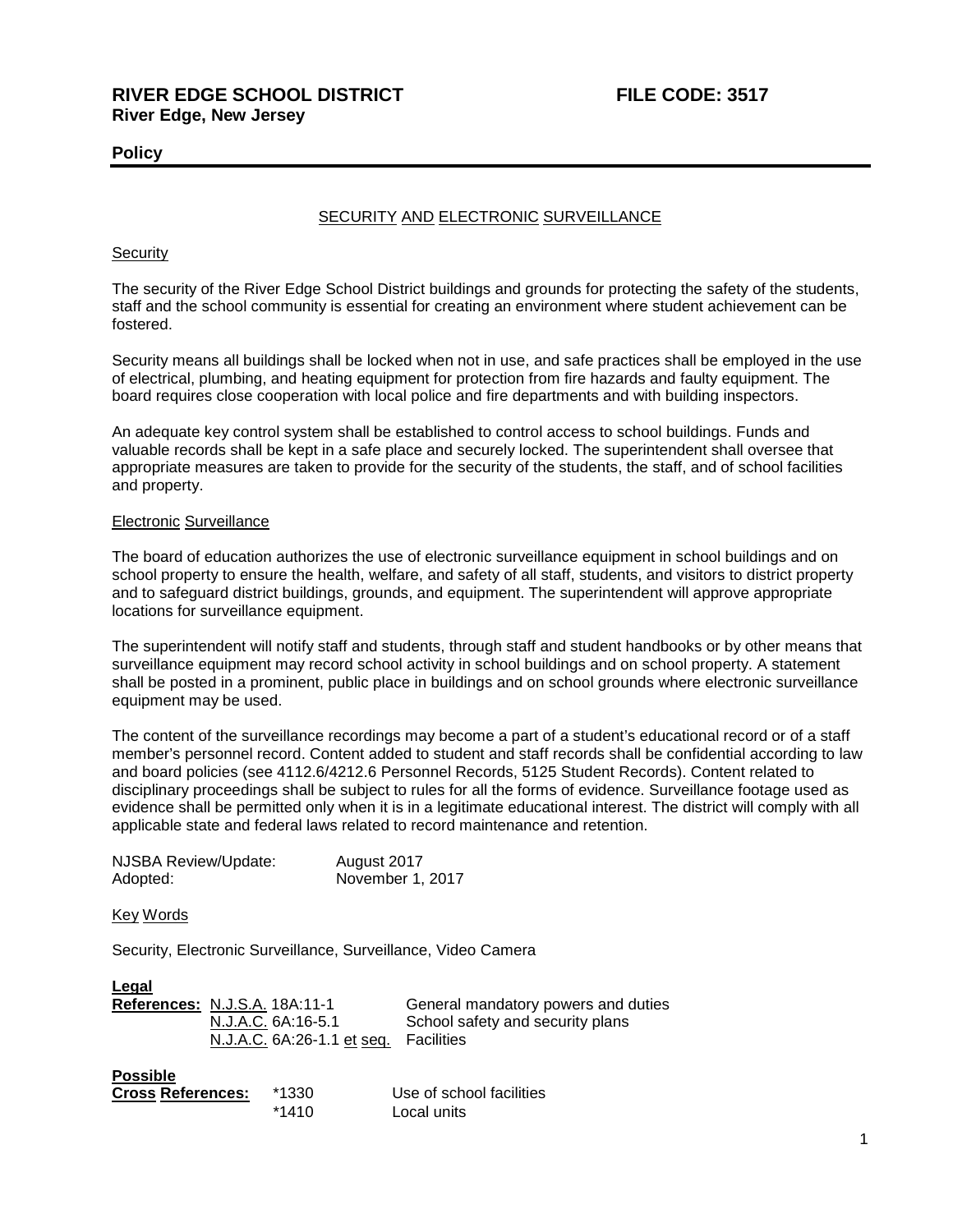# RIVER EDGE SCHOOL DISTRICT — FILE CODE: 3517

**River Edge, New Jersey**

## Policy

### SECURITY AND ELECTRONIC SURVEILLANCE

#### Security

The security of the River Edge School District buildings and grounds for protecting the safety of the students, staff and the school community is essential for creating an environment where student achievement can be fostered.

Security means all buildings shall be locked when not in use, and safe practices shall be employed in the use of electrical, plumbing, and heating equipment for protection from fire hazards and faulty equipment. The board requires close cooperation with local police and fire departments and with building inspectors.

An adequate key control system shall be established to control access to school buildings. Funds and valuable records shall be kept in a safe place and securely locked. The superintendent shall oversee that appropriate measures are taken to provide for the security of the students, the staff, and of school facilities and property.

#### Electronic Surveillance

The board of education authorizes the use of electronic surveillance equipment in school buildings and on school property to ensure the health, welfare, and safety of all staff, students, and visitors to district property and to safeguard district buildings, grounds, and equipment. The superintendent will approve appropriate locations for surveillance equipment.

The superintendent will notify staff and students, through staff and student handbooks or by other means that surveillance equipment may record school activity in school buildings and on school property. A statement shall be posted in a prominent, public place in buildings and on school grounds where electronic surveillance equipment may be used.

The content of the surveillance recordings may become a part of a student's educational record or of a staff member's personnel record. Content added to student and staff records shall be confidential according to law and board policies (see 4112.6/4212.6 Personnel Records, 5125 Student Records). Content related to disciplinary proceedings shall be subject to rules for all the forms of evidence. Surveillance footage used as evidence shall be permitted only when it is in a legitimate educational interest. The district will comply with all applicable state and federal laws related to record maintenance and retention.

| | |
|---|---|
| NJSBA Review/Update: | August 2017 |
| Adopted: | November 1, 2017 |

#### Key Words

Security, Electronic Surveillance, Surveillance, Video Camera

**Legal References:**

| | |
|---|---|
| N.J.S.A. 18A:11-1 | General mandatory powers and duties |
| N.J.A.C. 6A:16-5.1 | School safety and security plans |
| N.J.A.C. 6A:26-1.1 et seq. | Facilities |

**Possible Cross References:**

| | |
|---|---|
| *1330 | Use of school facilities |
| *1410 | Local units |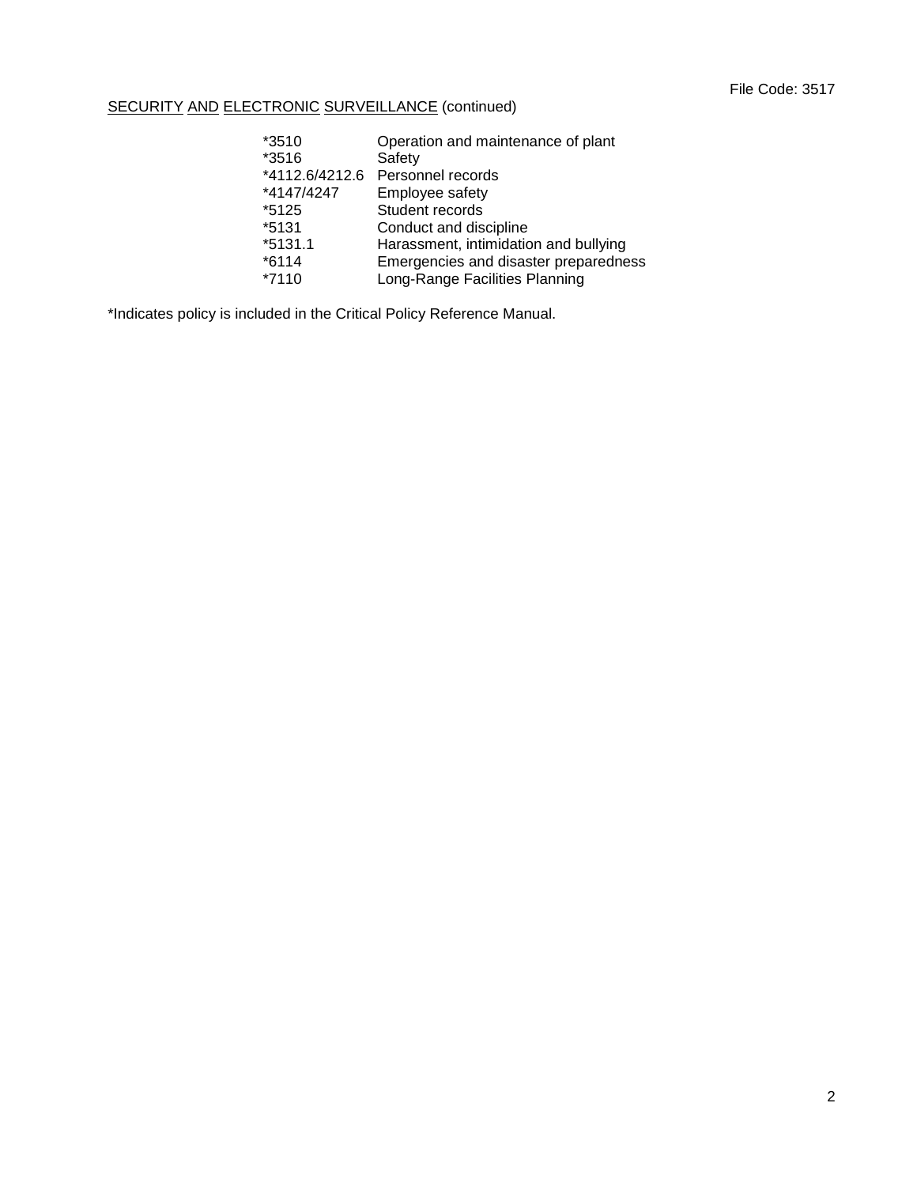SECURITY AND ELECTRONIC SURVEILLANCE (continued)

| | |
|---|---|
| *3510 | Operation and maintenance of plant |
| *3516 | Safety |
| *4112.6/4212.6 | Personnel records |
| *4147/4247 | Employee safety |
| *5125 | Student records |
| *5131 | Conduct and discipline |
| *5131.1 | Harassment, intimidation and bullying |
| *6114 | Emergencies and disaster preparedness |
| *7110 | Long-Range Facilities Planning |

*Indicates policy is included in the Critical Policy Reference Manual.